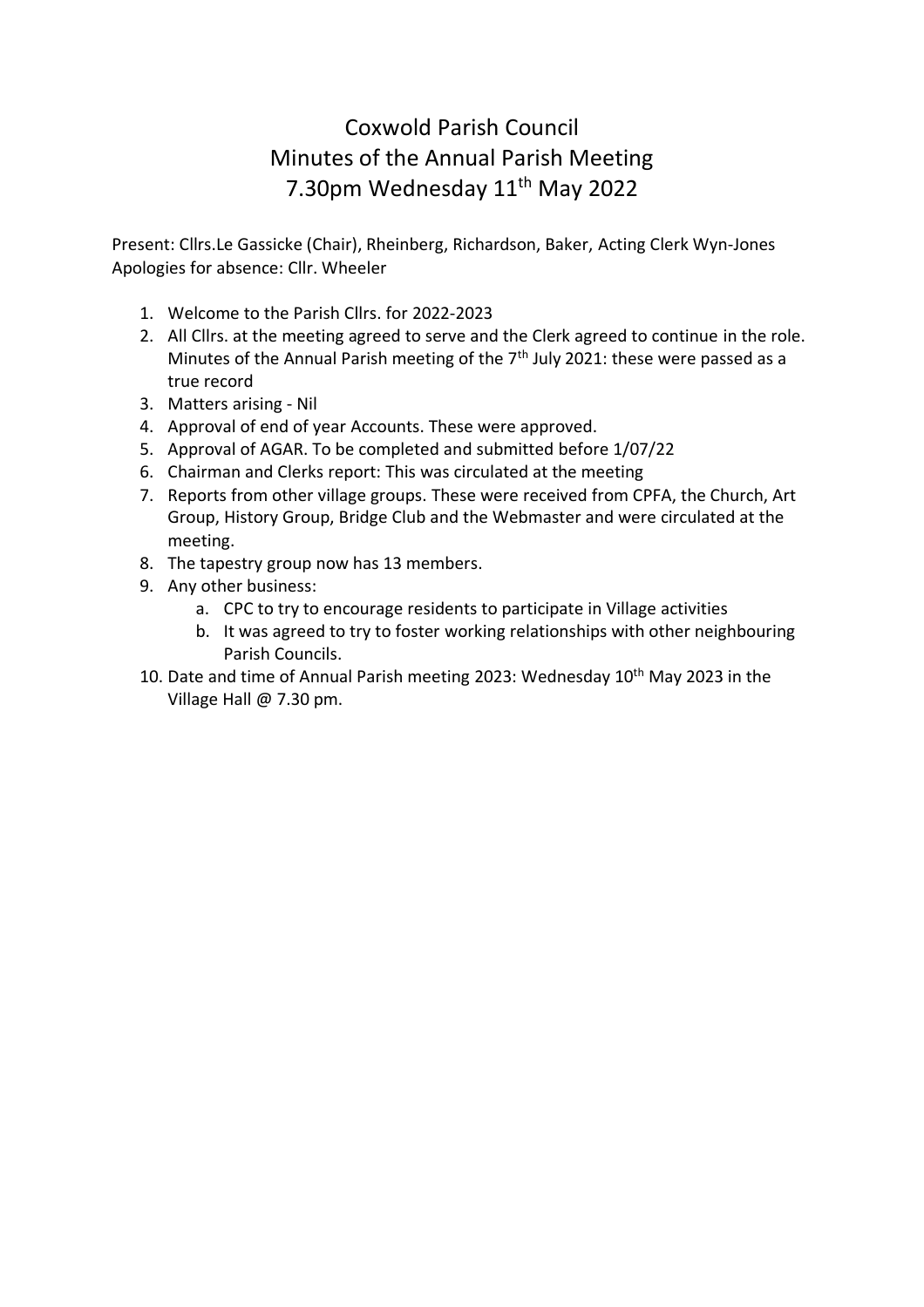# Coxwold Parish Council
# Minutes of the Annual Parish Meeting
# 7.30pm Wednesday 11th May 2022

Present: Cllrs.Le Gassicke (Chair), Rheinberg, Richardson, Baker, Acting Clerk Wyn-Jones
Apologies for absence: Cllr. Wheeler

1. Welcome to the Parish Cllrs. for 2022-2023
2. All Cllrs. at the meeting agreed to serve and the Clerk agreed to continue in the role. Minutes of the Annual Parish meeting of the 7th July 2021: these were passed as a true record
3. Matters arising - Nil
4. Approval of end of year Accounts. These were approved.
5. Approval of AGAR. To be completed and submitted before 1/07/22
6. Chairman and Clerks report: This was circulated at the meeting
7. Reports from other village groups. These were received from CPFA, the Church, Art Group, History Group, Bridge Club and the Webmaster and were circulated at the meeting.
8. The tapestry group now has 13 members.
9. Any other business:
   a. CPC to try to encourage residents to participate in Village activities
   b. It was agreed to try to foster working relationships with other neighbouring Parish Councils.
10. Date and time of Annual Parish meeting 2023: Wednesday 10th May 2023 in the Village Hall @ 7.30 pm.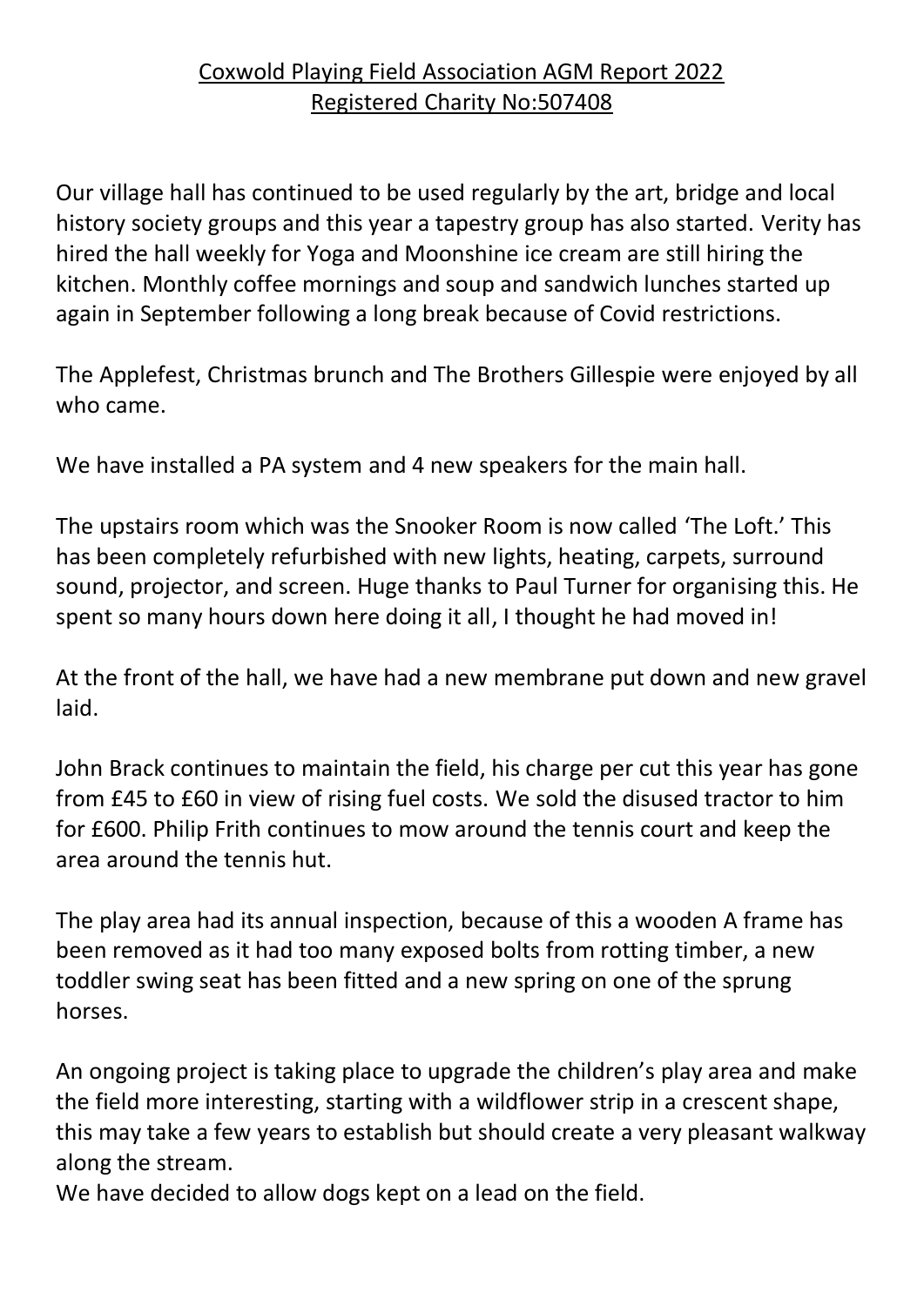# Coxwold Playing Field Association AGM Report 2022
## Registered Charity No:507408

Our village hall has continued to be used regularly by the art, bridge and local history society groups and this year a tapestry group has also started. Verity has hired the hall weekly for Yoga and Moonshine ice cream are still hiring the kitchen. Monthly coffee mornings and soup and sandwich lunches started up again in September following a long break because of Covid restrictions.

The Applefest, Christmas brunch and The Brothers Gillespie were enjoyed by all who came.

We have installed a PA system and 4 new speakers for the main hall.

The upstairs room which was the Snooker Room is now called 'The Loft.' This has been completely refurbished with new lights, heating, carpets, surround sound, projector, and screen. Huge thanks to Paul Turner for organising this. He spent so many hours down here doing it all, I thought he had moved in!

At the front of the hall, we have had a new membrane put down and new gravel laid.

John Brack continues to maintain the field, his charge per cut this year has gone from £45 to £60 in view of rising fuel costs. We sold the disused tractor to him for £600. Philip Frith continues to mow around the tennis court and keep the area around the tennis hut.

The play area had its annual inspection, because of this a wooden A frame has been removed as it had too many exposed bolts from rotting timber, a new toddler swing seat has been fitted and a new spring on one of the sprung horses.

An ongoing project is taking place to upgrade the children's play area and make the field more interesting, starting with a wildflower strip in a crescent shape, this may take a few years to establish but should create a very pleasant walkway along the stream.
We have decided to allow dogs kept on a lead on the field.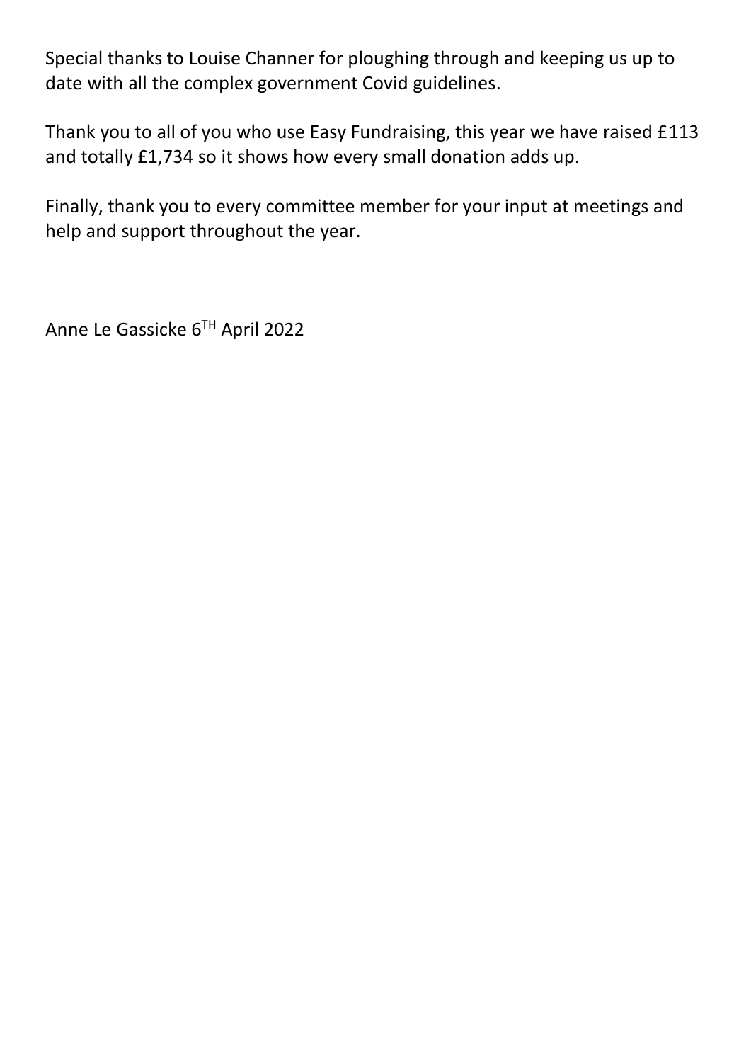Special thanks to Louise Channer for ploughing through and keeping us up to date with all the complex government Covid guidelines.

Thank you to all of you who use Easy Fundraising, this year we have raised £113 and totally £1,734 so it shows how every small donation adds up.

Finally, thank you to every committee member for your input at meetings and help and support throughout the year.

Anne Le Gassicke 6TH April 2022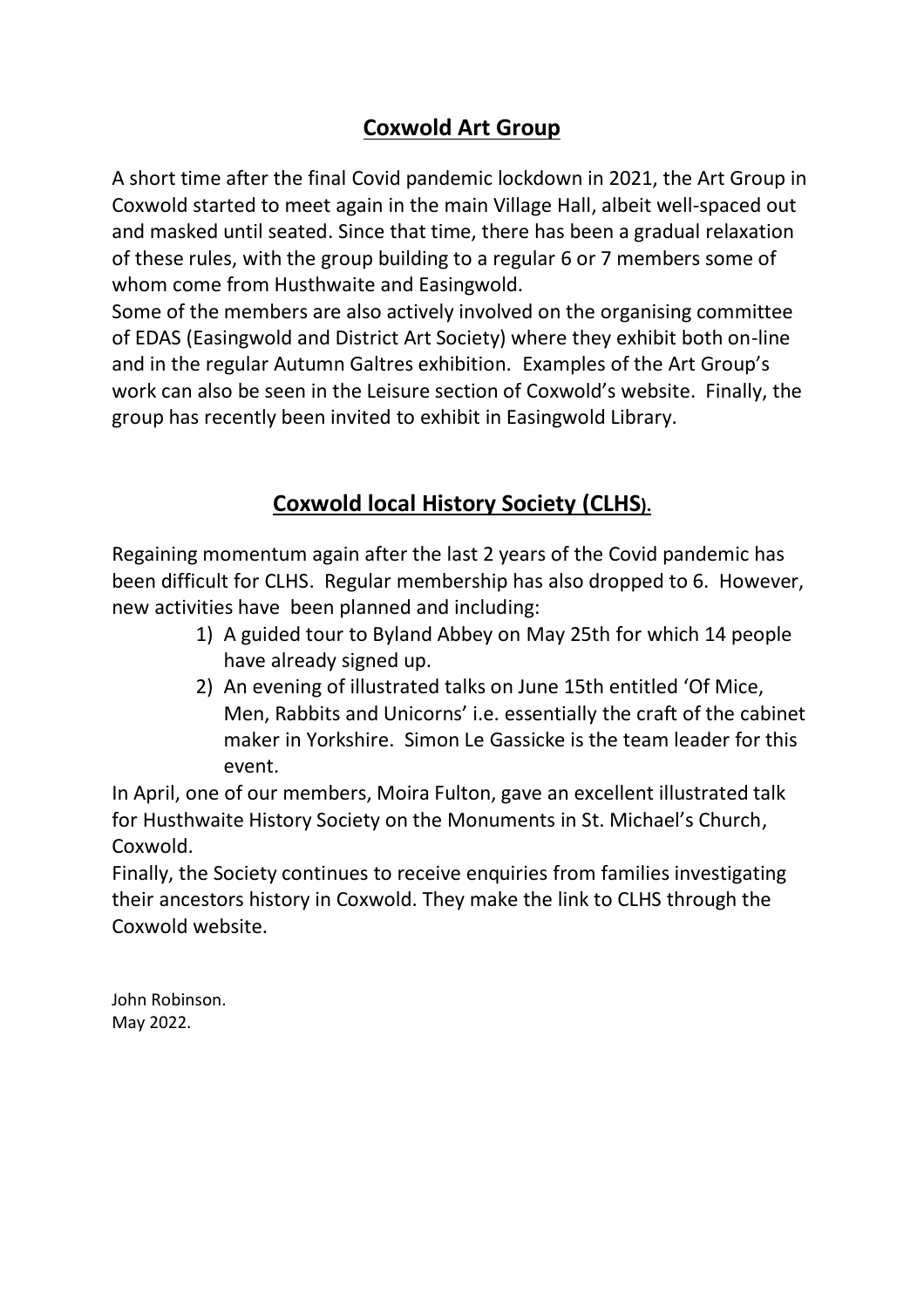## **Coxwold Art Group**

A short time after the final Covid pandemic lockdown in 2021, the Art Group in Coxwold started to meet again in the main Village Hall, albeit well-spaced out and masked until seated. Since that time, there has been a gradual relaxation of these rules, with the group building to a regular 6 or 7 members some of whom come from Husthwaite and Easingwold.

Some of the members are also actively involved on the organising committee of EDAS (Easingwold and District Art Society) where they exhibit both on-line and in the regular Autumn Galtres exhibition. Examples of the Art Group's work can also be seen in the Leisure section of Coxwold's website. Finally, the group has recently been invited to exhibit in Easingwold Library.

## **Coxwold local History Society (CLHS).**

Regaining momentum again after the last 2 years of the Covid pandemic has been difficult for CLHS. Regular membership has also dropped to 6. However, new activities have been planned and including:

1) A guided tour to Byland Abbey on May 25th for which 14 people have already signed up.
2) An evening of illustrated talks on June 15th entitled 'Of Mice, Men, Rabbits and Unicorns' i.e. essentially the craft of the cabinet maker in Yorkshire. Simon Le Gassicke is the team leader for this event.

In April, one of our members, Moira Fulton, gave an excellent illustrated talk for Husthwaite History Society on the Monuments in St. Michael's Church, Coxwold.

Finally, the Society continues to receive enquiries from families investigating their ancestors history in Coxwold. They make the link to CLHS through the Coxwold website.

John Robinson.
May 2022.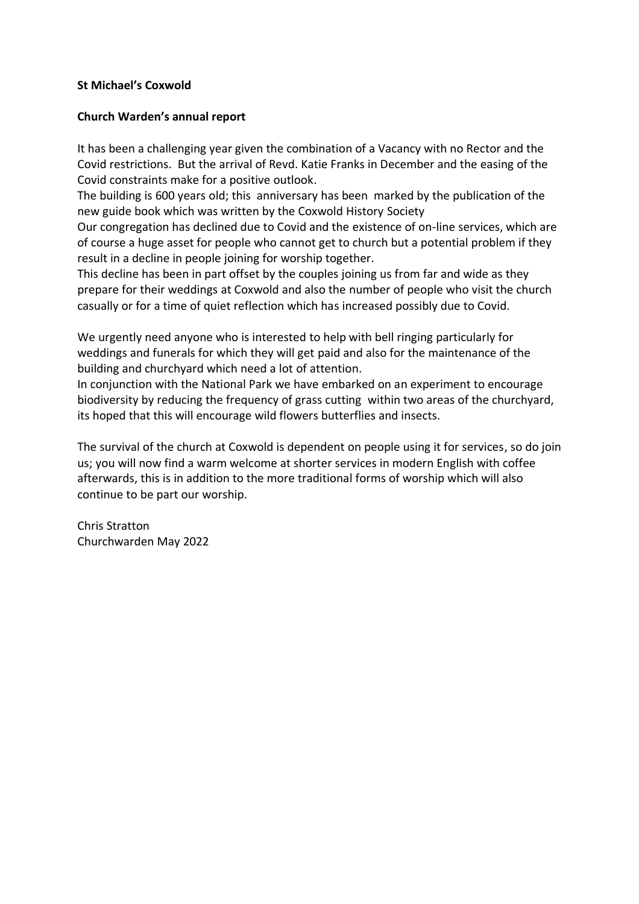**St Michael's Coxwold**

**Church Warden's annual report**

It has been a challenging year given the combination of a Vacancy with no Rector and the Covid restrictions. But the arrival of Revd. Katie Franks in December and the easing of the Covid constraints make for a positive outlook.
The building is 600 years old; this anniversary has been marked by the publication of the new guide book which was written by the Coxwold History Society
Our congregation has declined due to Covid and the existence of on-line services, which are of course a huge asset for people who cannot get to church but a potential problem if they result in a decline in people joining for worship together.
This decline has been in part offset by the couples joining us from far and wide as they prepare for their weddings at Coxwold and also the number of people who visit the church casually or for a time of quiet reflection which has increased possibly due to Covid.

We urgently need anyone who is interested to help with bell ringing particularly for weddings and funerals for which they will get paid and also for the maintenance of the building and churchyard which need a lot of attention.
In conjunction with the National Park we have embarked on an experiment to encourage biodiversity by reducing the frequency of grass cutting within two areas of the churchyard, its hoped that this will encourage wild flowers butterflies and insects.

The survival of the church at Coxwold is dependent on people using it for services, so do join us; you will now find a warm welcome at shorter services in modern English with coffee afterwards, this is in addition to the more traditional forms of worship which will also continue to be part our worship.

Chris Stratton
Churchwarden May 2022